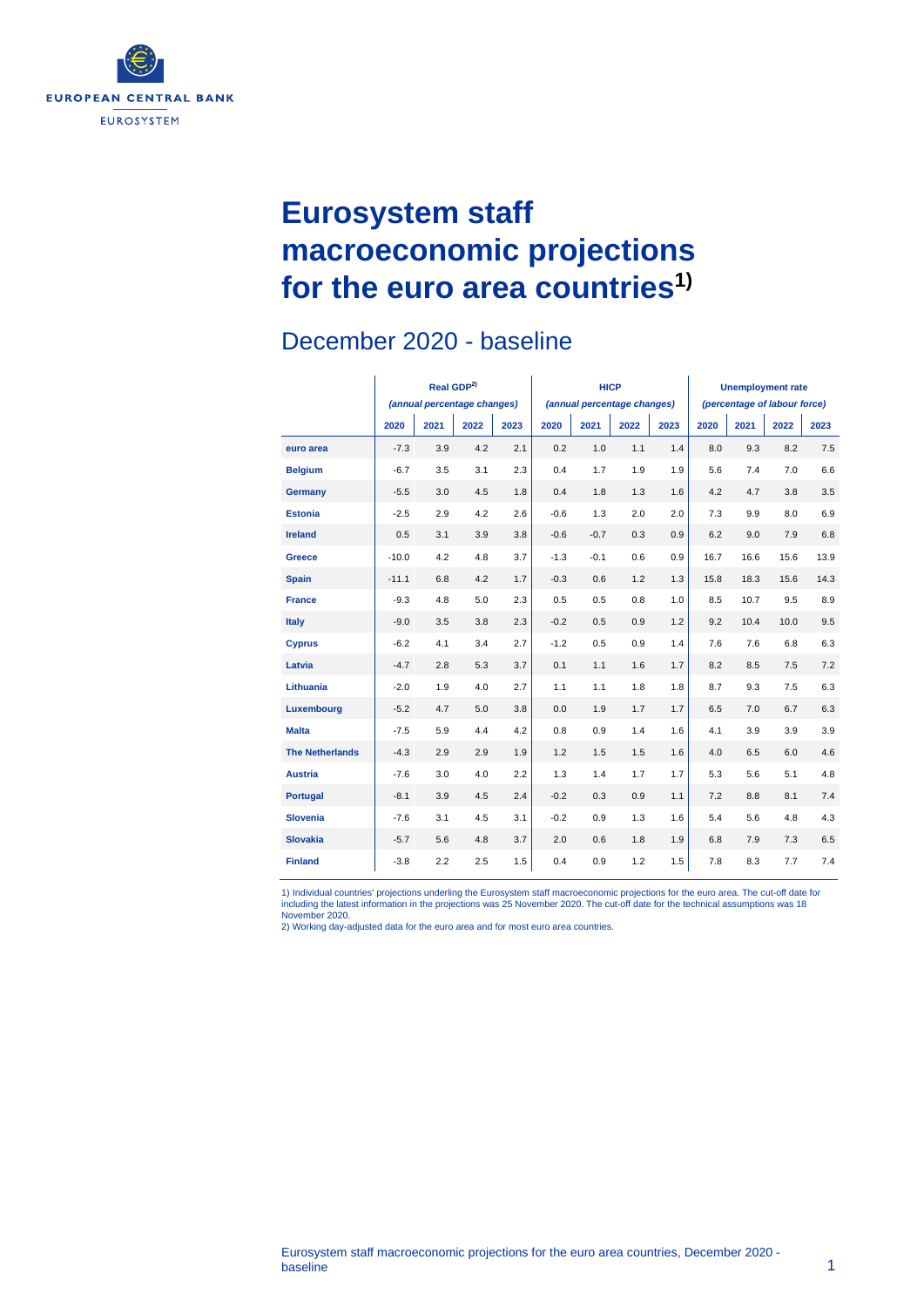# Eurosystem staff macroeconomic projections for the euro area countries[1)]

## December 2020 - baseline

| | Real GDP[2)] (annual percentage changes) | | | | HICP (annual percentage changes) | | | | Unemployment rate (percentage of labour force) | | | |
|---|---|---|---|---|---|---|---|---|---|---|---|---|
| | 2020 | 2021 | 2022 | 2023 | 2020 | 2021 | 2022 | 2023 | 2020 | 2021 | 2022 | 2023 |
| **euro area** | -7.3 | 3.9 | 4.2 | 2.1 | 0.2 | 1.0 | 1.1 | 1.4 | 8.0 | 9.3 | 8.2 | 7.5 |
| **Belgium** | -6.7 | 3.5 | 3.1 | 2.3 | 0.4 | 1.7 | 1.9 | 1.9 | 5.6 | 7.4 | 7.0 | 6.6 |
| **Germany** | -5.5 | 3.0 | 4.5 | 1.8 | 0.4 | 1.8 | 1.3 | 1.6 | 4.2 | 4.7 | 3.8 | 3.5 |
| **Estonia** | -2.5 | 2.9 | 4.2 | 2.6 | -0.6 | 1.3 | 2.0 | 2.0 | 7.3 | 9.9 | 8.0 | 6.9 |
| **Ireland** | 0.5 | 3.1 | 3.9 | 3.8 | -0.6 | -0.7 | 0.3 | 0.9 | 6.2 | 9.0 | 7.9 | 6.8 |
| **Greece** | -10.0 | 4.2 | 4.8 | 3.7 | -1.3 | -0.1 | 0.6 | 0.9 | 16.7 | 16.6 | 15.6 | 13.9 |
| **Spain** | -11.1 | 6.8 | 4.2 | 1.7 | -0.3 | 0.6 | 1.2 | 1.3 | 15.8 | 18.3 | 15.6 | 14.3 |
| **France** | -9.3 | 4.8 | 5.0 | 2.3 | 0.5 | 0.5 | 0.8 | 1.0 | 8.5 | 10.7 | 9.5 | 8.9 |
| **Italy** | -9.0 | 3.5 | 3.8 | 2.3 | -0.2 | 0.5 | 0.9 | 1.2 | 9.2 | 10.4 | 10.0 | 9.5 |
| **Cyprus** | -6.2 | 4.1 | 3.4 | 2.7 | -1.2 | 0.5 | 0.9 | 1.4 | 7.6 | 7.6 | 6.8 | 6.3 |
| **Latvia** | -4.7 | 2.8 | 5.3 | 3.7 | 0.1 | 1.1 | 1.6 | 1.7 | 8.2 | 8.5 | 7.5 | 7.2 |
| **Lithuania** | -2.0 | 1.9 | 4.0 | 2.7 | 1.1 | 1.1 | 1.8 | 1.8 | 8.7 | 9.3 | 7.5 | 6.3 |
| **Luxembourg** | -5.2 | 4.7 | 5.0 | 3.8 | 0.0 | 1.9 | 1.7 | 1.7 | 6.5 | 7.0 | 6.7 | 6.3 |
| **Malta** | -7.5 | 5.9 | 4.4 | 4.2 | 0.8 | 0.9 | 1.4 | 1.6 | 4.1 | 3.9 | 3.9 | 3.9 |
| **The Netherlands** | -4.3 | 2.9 | 2.9 | 1.9 | 1.2 | 1.5 | 1.5 | 1.6 | 4.0 | 6.5 | 6.0 | 4.6 |
| **Austria** | -7.6 | 3.0 | 4.0 | 2.2 | 1.3 | 1.4 | 1.7 | 1.7 | 5.3 | 5.6 | 5.1 | 4.8 |
| **Portugal** | -8.1 | 3.9 | 4.5 | 2.4 | -0.2 | 0.3 | 0.9 | 1.1 | 7.2 | 8.8 | 8.1 | 7.4 |
| **Slovenia** | -7.6 | 3.1 | 4.5 | 3.1 | -0.2 | 0.9 | 1.3 | 1.6 | 5.4 | 5.6 | 4.8 | 4.3 |
| **Slovakia** | -5.7 | 5.6 | 4.8 | 3.7 | 2.0 | 0.6 | 1.8 | 1.9 | 6.8 | 7.9 | 7.3 | 6.5 |
| **Finland** | -3.8 | 2.2 | 2.5 | 1.5 | 0.4 | 0.9 | 1.2 | 1.5 | 7.8 | 8.3 | 7.7 | 7.4 |

1) Individual countries' projections underling the Eurosystem staff macroeconomic projections for the euro area. The cut-off date for including the latest information in the projections was 25 November 2020. The cut-off date for the technical assumptions was 18 November 2020.
2) Working day-adjusted data for the euro area and for most euro area countries.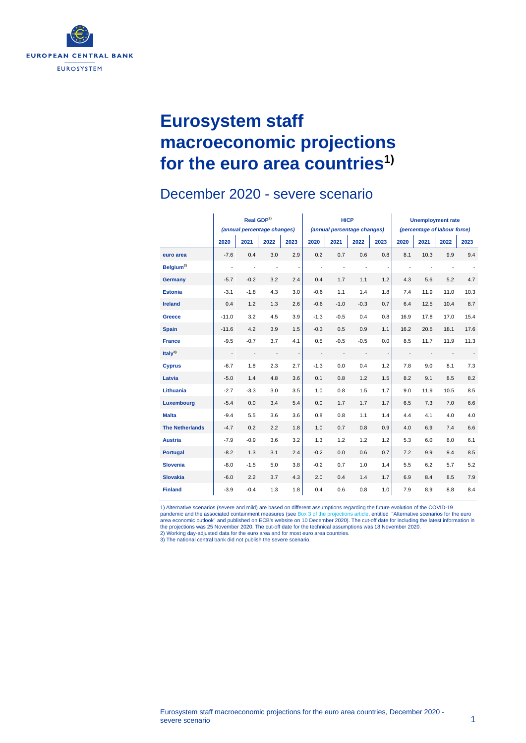# Eurosystem staff macroeconomic projections for the euro area countries[1)]

## December 2020 - severe scenario

| | Real GDP[2)] (annual percentage changes) | | | | HICP (annual percentage changes) | | | | Unemployment rate (percentage of labour force) | | | |
|---|---|---|---|---|---|---|---|---|---|---|---|---|
| | 2020 | 2021 | 2022 | 2023 | 2020 | 2021 | 2022 | 2023 | 2020 | 2021 | 2022 | 2023 |
| **euro area** | -7.6 | 0.4 | 3.0 | 2.9 | 0.2 | 0.7 | 0.6 | 0.8 | 8.1 | 10.3 | 9.9 | 9.4 |
| **Belgium[3)]** | - | - | - | - | - | - | - | - | - | - | - | - |
| **Germany** | -5.7 | -0.2 | 3.2 | 2.4 | 0.4 | 1.7 | 1.1 | 1.2 | 4.3 | 5.6 | 5.2 | 4.7 |
| **Estonia** | -3.1 | -1.8 | 4.3 | 3.0 | -0.6 | 1.1 | 1.4 | 1.8 | 7.4 | 11.9 | 11.0 | 10.3 |
| **Ireland** | 0.4 | 1.2 | 1.3 | 2.6 | -0.6 | -1.0 | -0.3 | 0.7 | 6.4 | 12.5 | 10.4 | 8.7 |
| **Greece** | -11.0 | 3.2 | 4.5 | 3.9 | -1.3 | -0.5 | 0.4 | 0.8 | 16.9 | 17.8 | 17.0 | 15.4 |
| **Spain** | -11.6 | 4.2 | 3.9 | 1.5 | -0.3 | 0.5 | 0.9 | 1.1 | 16.2 | 20.5 | 18.1 | 17.6 |
| **France** | -9.5 | -0.7 | 3.7 | 4.1 | 0.5 | -0.5 | -0.5 | 0.0 | 8.5 | 11.7 | 11.9 | 11.3 |
| **Italy[3)]** | - | - | - | - | - | - | - | - | - | - | - | - |
| **Cyprus** | -6.7 | 1.8 | 2.3 | 2.7 | -1.3 | 0.0 | 0.4 | 1.2 | 7.8 | 9.0 | 8.1 | 7.3 |
| **Latvia** | -5.0 | 1.4 | 4.8 | 3.6 | 0.1 | 0.8 | 1.2 | 1.5 | 8.2 | 9.1 | 8.5 | 8.2 |
| **Lithuania** | -2.7 | -3.3 | 3.0 | 3.5 | 1.0 | 0.8 | 1.5 | 1.7 | 9.0 | 11.9 | 10.5 | 8.5 |
| **Luxembourg** | -5.4 | 0.0 | 3.4 | 5.4 | 0.0 | 1.7 | 1.7 | 1.7 | 6.5 | 7.3 | 7.0 | 6.6 |
| **Malta** | -9.4 | 5.5 | 3.6 | 3.6 | 0.8 | 0.8 | 1.1 | 1.4 | 4.4 | 4.1 | 4.0 | 4.0 |
| **The Netherlands** | -4.7 | 0.2 | 2.2 | 1.8 | 1.0 | 0.7 | 0.8 | 0.9 | 4.0 | 6.9 | 7.4 | 6.6 |
| **Austria** | -7.9 | -0.9 | 3.6 | 3.2 | 1.3 | 1.2 | 1.2 | 1.2 | 5.3 | 6.0 | 6.0 | 6.1 |
| **Portugal** | -8.2 | 1.3 | 3.1 | 2.4 | -0.2 | 0.0 | 0.6 | 0.7 | 7.2 | 9.9 | 9.4 | 8.5 |
| **Slovenia** | -8.0 | -1.5 | 5.0 | 3.8 | -0.2 | 0.7 | 1.0 | 1.4 | 5.5 | 6.2 | 5.7 | 5.2 |
| **Slovakia** | -6.0 | 2.2 | 3.7 | 4.3 | 2.0 | 0.4 | 1.4 | 1.7 | 6.9 | 8.4 | 8.5 | 7.9 |
| **Finland** | -3.9 | -0.4 | 1.3 | 1.8 | 0.4 | 0.6 | 0.8 | 1.0 | 7.9 | 8.9 | 8.8 | 8.4 |

1) Alternative scenarios (severe and mild) are based on different assumptions regarding the future evolution of the COVID-19 pandemic and the associated containment measures (see Box 3 of the projections article, entitled "Alternative scenarios for the euro area economic outlook" and published on ECB's website on 10 December 2020). The cut-off date for including the latest information in the projections was 25 November 2020. The cut-off date for the technical assumptions was 18 November 2020.
2) Working day-adjusted data for the euro area and for most euro area countries.
3) The national central bank did not publish the severe scenario.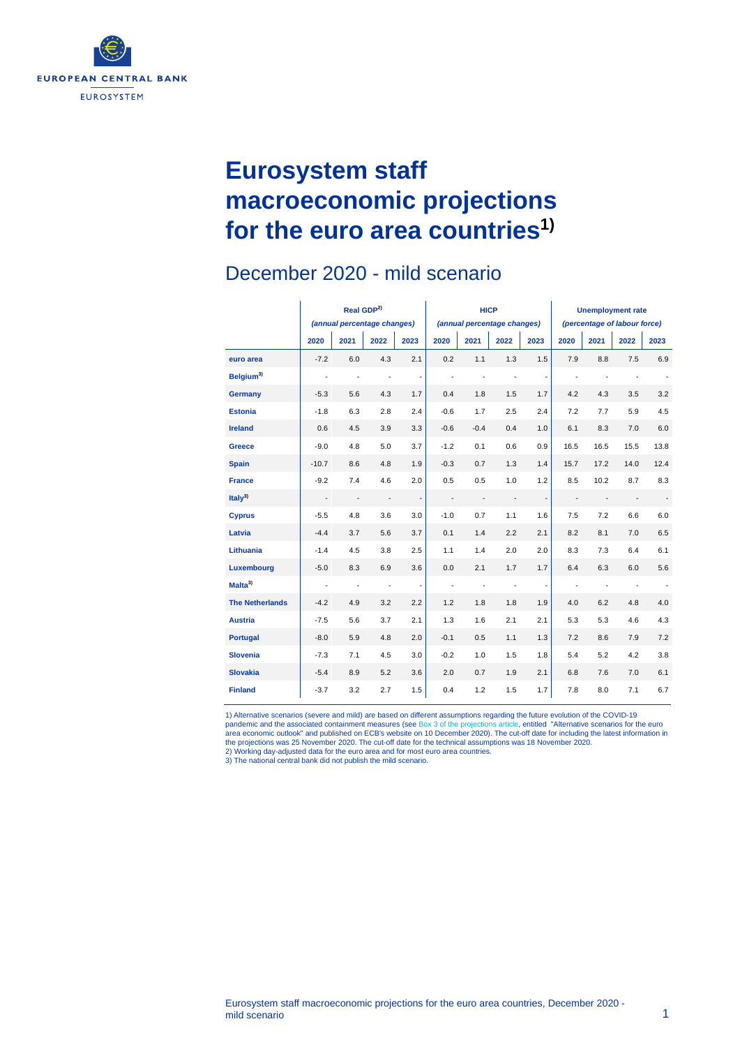EUROPEAN CENTRAL BANK

EUROSYSTEM

# Eurosystem staff macroeconomic projections for the euro area countries[1)]

## December 2020 - mild scenario

| | Real GDP[2)] (annual percentage changes) | | | | HICP (annual percentage changes) | | | | Unemployment rate (percentage of labour force) | | | |
|---|---|---|---|---|---|---|---|---|---|---|---|---|
| | 2020 | 2021 | 2022 | 2023 | 2020 | 2021 | 2022 | 2023 | 2020 | 2021 | 2022 | 2023 |
| **euro area** | -7.2 | 6.0 | 4.3 | 2.1 | 0.2 | 1.1 | 1.3 | 1.5 | 7.9 | 8.8 | 7.5 | 6.9 |
| **Belgium[3)]** | - | - | - | - | - | - | - | - | - | - | - | - |
| **Germany** | -5.3 | 5.6 | 4.3 | 1.7 | 0.4 | 1.8 | 1.5 | 1.7 | 4.2 | 4.3 | 3.5 | 3.2 |
| **Estonia** | -1.8 | 6.3 | 2.8 | 2.4 | -0.6 | 1.7 | 2.5 | 2.4 | 7.2 | 7.7 | 5.9 | 4.5 |
| **Ireland** | 0.6 | 4.5 | 3.9 | 3.3 | -0.6 | -0.4 | 0.4 | 1.0 | 6.1 | 8.3 | 7.0 | 6.0 |
| **Greece** | -9.0 | 4.8 | 5.0 | 3.7 | -1.2 | 0.1 | 0.6 | 0.9 | 16.5 | 16.5 | 15.5 | 13.8 |
| **Spain** | -10.7 | 8.6 | 4.8 | 1.9 | -0.3 | 0.7 | 1.3 | 1.4 | 15.7 | 17.2 | 14.0 | 12.4 |
| **France** | -9.2 | 7.4 | 4.6 | 2.0 | 0.5 | 0.5 | 1.0 | 1.2 | 8.5 | 10.2 | 8.7 | 8.3 |
| **Italy[3)]** | - | - | - | - | - | - | - | - | - | - | - | - |
| **Cyprus** | -5.5 | 4.8 | 3.6 | 3.0 | -1.0 | 0.7 | 1.1 | 1.6 | 7.5 | 7.2 | 6.6 | 6.0 |
| **Latvia** | -4.4 | 3.7 | 5.6 | 3.7 | 0.1 | 1.4 | 2.2 | 2.1 | 8.2 | 8.1 | 7.0 | 6.5 |
| **Lithuania** | -1.4 | 4.5 | 3.8 | 2.5 | 1.1 | 1.4 | 2.0 | 2.0 | 8.3 | 7.3 | 6.4 | 6.1 |
| **Luxembourg** | -5.0 | 8.3 | 6.9 | 3.6 | 0.0 | 2.1 | 1.7 | 1.7 | 6.4 | 6.3 | 6.0 | 5.6 |
| **Malta[3)]** | - | - | - | - | - | - | - | - | - | - | - | - |
| **The Netherlands** | -4.2 | 4.9 | 3.2 | 2.2 | 1.2 | 1.8 | 1.8 | 1.9 | 4.0 | 6.2 | 4.8 | 4.0 |
| **Austria** | -7.5 | 5.6 | 3.7 | 2.1 | 1.3 | 1.6 | 2.1 | 2.1 | 5.3 | 5.3 | 4.6 | 4.3 |
| **Portugal** | -8.0 | 5.9 | 4.8 | 2.0 | -0.1 | 0.5 | 1.1 | 1.3 | 7.2 | 8.6 | 7.9 | 7.2 |
| **Slovenia** | -7.3 | 7.1 | 4.5 | 3.0 | -0.2 | 1.0 | 1.5 | 1.8 | 5.4 | 5.2 | 4.2 | 3.8 |
| **Slovakia** | -5.4 | 8.9 | 5.2 | 3.6 | 2.0 | 0.7 | 1.9 | 2.1 | 6.8 | 7.6 | 7.0 | 6.1 |
| **Finland** | -3.7 | 3.2 | 2.7 | 1.5 | 0.4 | 1.2 | 1.5 | 1.7 | 7.8 | 8.0 | 7.1 | 6.7 |

1) Alternative scenarios (severe and mild) are based on different assumptions regarding the future evolution of the COVID-19 pandemic and the associated containment measures (see Box 3 of the projections article, entitled "Alternative scenarios for the euro area economic outlook" and published on ECB's website on 10 December 2020). The cut-off date for including the latest information in the projections was 25 November 2020. The cut-off date for the technical assumptions was 18 November 2020.
2) Working day-adjusted data for the euro area and for most euro area countries.
3) The national central bank did not publish the mild scenario.